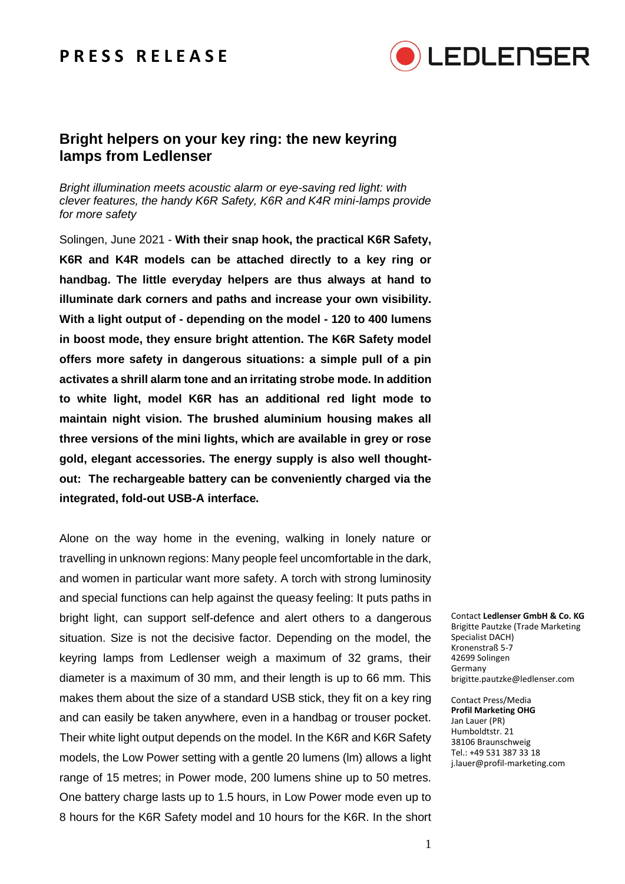PRESS RELEASE

# Bright helpers on your key ring: the new keyring lamps from Ledlenser

*Bright illumination meets acoustic alarm or eye-saving red light: with clever features, the handy K6R Safety, K6R and K4R mini-lamps provide for more safety*

Solingen, June 2021 - **With their snap hook, the practical K6R Safety, K6R and K4R models can be attached directly to a key ring or handbag. The little everyday helpers are thus always at hand to illuminate dark corners and paths and increase your own visibility. With a light output of - depending on the model - 120 to 400 lumens in boost mode, they ensure bright attention. The K6R Safety model offers more safety in dangerous situations: a simple pull of a pin activates a shrill alarm tone and an irritating strobe mode. In addition to white light, model K6R has an additional red light mode to maintain night vision. The brushed aluminium housing makes all three versions of the mini lights, which are available in grey or rose gold, elegant accessories. The energy supply is also well thought-out: The rechargeable battery can be conveniently charged via the integrated, fold-out USB-A interface.**

Alone on the way home in the evening, walking in lonely nature or travelling in unknown regions: Many people feel uncomfortable in the dark, and women in particular want more safety. A torch with strong luminosity and special functions can help against the queasy feeling: It puts paths in bright light, can support self-defence and alert others to a dangerous situation. Size is not the decisive factor. Depending on the model, the keyring lamps from Ledlenser weigh a maximum of 32 grams, their diameter is a maximum of 30 mm, and their length is up to 66 mm. This makes them about the size of a standard USB stick, they fit on a key ring and can easily be taken anywhere, even in a handbag or trouser pocket. Their white light output depends on the model. In the K6R and K6R Safety models, the Low Power setting with a gentle 20 lumens (lm) allows a light range of 15 metres; in Power mode, 200 lumens shine up to 50 metres. One battery charge lasts up to 1.5 hours, in Low Power mode even up to 8 hours for the K6R Safety model and 10 hours for the K6R. In the short

Contact **Ledlenser GmbH & Co. KG**
Brigitte Pautzke (Trade Marketing Specialist DACH)
Kronenstraß 5-7
42699 Solingen
Germany
brigitte.pautzke@ledlenser.com

Contact Press/Media
**Profil Marketing OHG**
Jan Lauer (PR)
Humboldtstr. 21
38106 Braunschweig
Tel.: +49 531 387 33 18
j.lauer@profil-marketing.com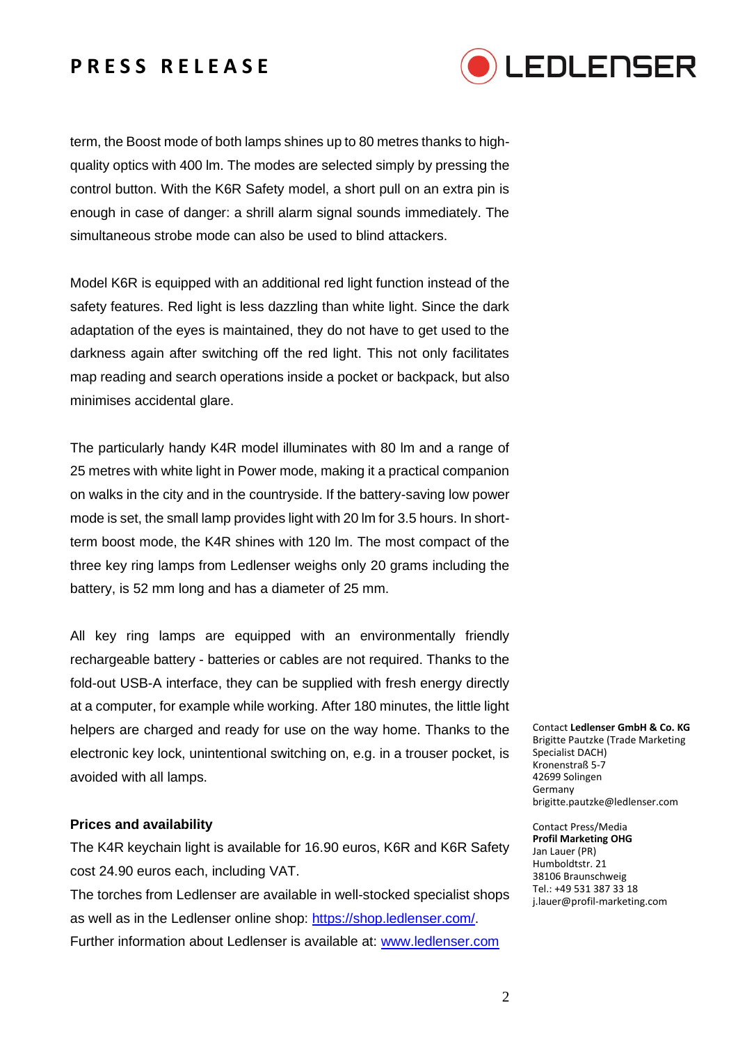term, the Boost mode of both lamps shines up to 80 metres thanks to high-quality optics with 400 lm. The modes are selected simply by pressing the control button. With the K6R Safety model, a short pull on an extra pin is enough in case of danger: a shrill alarm signal sounds immediately. The simultaneous strobe mode can also be used to blind attackers.

Model K6R is equipped with an additional red light function instead of the safety features. Red light is less dazzling than white light. Since the dark adaptation of the eyes is maintained, they do not have to get used to the darkness again after switching off the red light. This not only facilitates map reading and search operations inside a pocket or backpack, but also minimises accidental glare.

The particularly handy K4R model illuminates with 80 lm and a range of 25 metres with white light in Power mode, making it a practical companion on walks in the city and in the countryside. If the battery-saving low power mode is set, the small lamp provides light with 20 lm for 3.5 hours. In short-term boost mode, the K4R shines with 120 lm. The most compact of the three key ring lamps from Ledlenser weighs only 20 grams including the battery, is 52 mm long and has a diameter of 25 mm.

All key ring lamps are equipped with an environmentally friendly rechargeable battery - batteries or cables are not required. Thanks to the fold-out USB-A interface, they can be supplied with fresh energy directly at a computer, for example while working. After 180 minutes, the little light helpers are charged and ready for use on the way home. Thanks to the electronic key lock, unintentional switching on, e.g. in a trouser pocket, is avoided with all lamps.

**Prices and availability**

The K4R keychain light is available for 16.90 euros, K6R and K6R Safety cost 24.90 euros each, including VAT.

The torches from Ledlenser are available in well-stocked specialist shops as well as in the Ledlenser online shop: https://shop.ledlenser.com/.

Further information about Ledlenser is available at: www.ledlenser.com

Contact **Ledlenser GmbH & Co. KG**
Brigitte Pautzke (Trade Marketing Specialist DACH)
Kronenstraß 5-7
42699 Solingen
Germany
brigitte.pautzke@ledlenser.com

Contact Press/Media
**Profil Marketing OHG**
Jan Lauer (PR)
Humboldtstr. 21
38106 Braunschweig
Tel.: +49 531 387 33 18
j.lauer@profil-marketing.com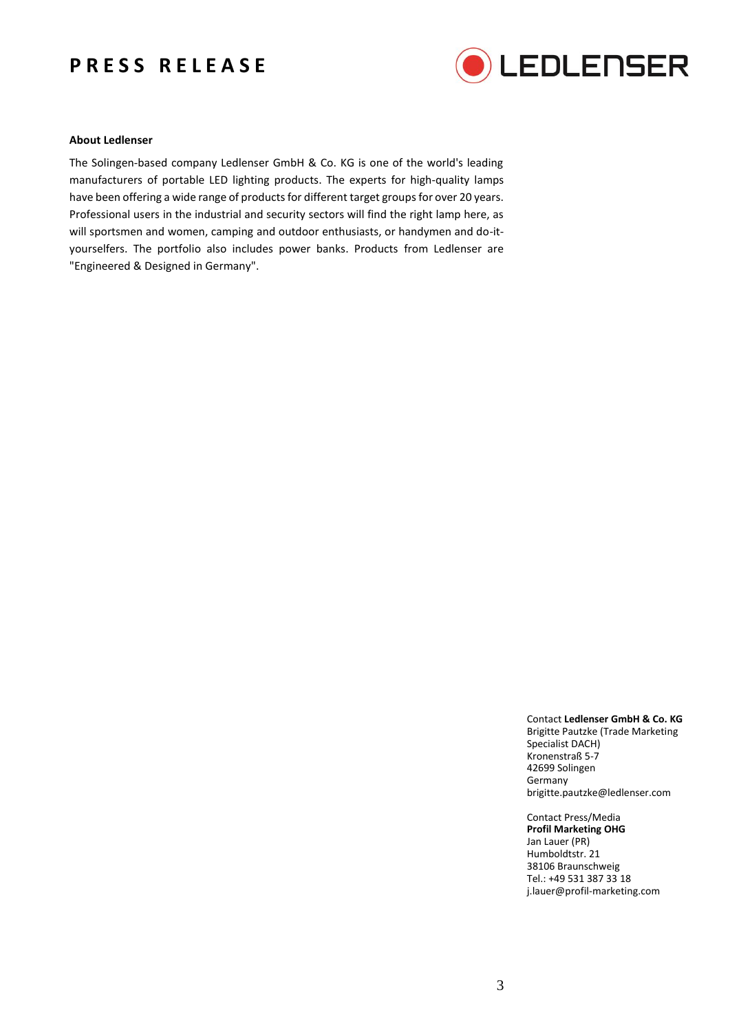**About Ledlenser**

The Solingen-based company Ledlenser GmbH & Co. KG is one of the world's leading manufacturers of portable LED lighting products. The experts for high-quality lamps have been offering a wide range of products for different target groups for over 20 years. Professional users in the industrial and security sectors will find the right lamp here, as will sportsmen and women, camping and outdoor enthusiasts, or handymen and do-it-yourselfers. The portfolio also includes power banks. Products from Ledlenser are "Engineered & Designed in Germany".

Contact **Ledlenser GmbH & Co. KG**
Brigitte Pautzke (Trade Marketing Specialist DACH)
Kronenstraß 5-7
42699 Solingen
Germany
brigitte.pautzke@ledlenser.com

Contact Press/Media
**Profil Marketing OHG**
Jan Lauer (PR)
Humboldtstr. 21
38106 Braunschweig
Tel.: +49 531 387 33 18
j.lauer@profil-marketing.com